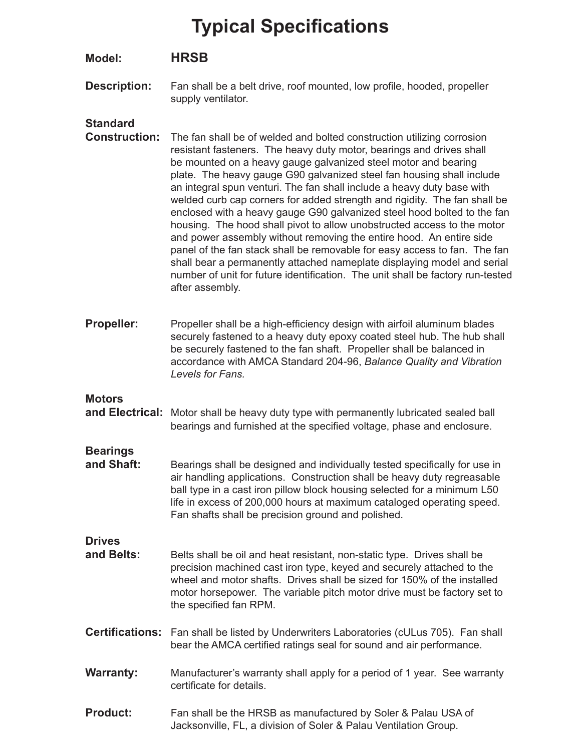# Typical Specifications

**Model:** **HRSB**

**Description:** Fan shall be a belt drive, roof mounted, low profile, hooded, propeller supply ventilator.

**Standard Construction:** The fan shall be of welded and bolted construction utilizing corrosion resistant fasteners. The heavy duty motor, bearings and drives shall be mounted on a heavy gauge galvanized steel motor and bearing plate. The heavy gauge G90 galvanized steel fan housing shall include an integral spun venturi. The fan shall include a heavy duty base with welded curb cap corners for added strength and rigidity. The fan shall be enclosed with a heavy gauge G90 galvanized steel hood bolted to the fan housing. The hood shall pivot to allow unobstructed access to the motor and power assembly without removing the entire hood. An entire side panel of the fan stack shall be removable for easy access to fan. The fan shall bear a permanently attached nameplate displaying model and serial number of unit for future identification. The unit shall be factory run-tested after assembly.

**Propeller:** Propeller shall be a high-efficiency design with airfoil aluminum blades securely fastened to a heavy duty epoxy coated steel hub. The hub shall be securely fastened to the fan shaft. Propeller shall be balanced in accordance with AMCA Standard 204-96, *Balance Quality and Vibration Levels for Fans.*

**Motors and Electrical:** Motor shall be heavy duty type with permanently lubricated sealed ball bearings and furnished at the specified voltage, phase and enclosure.

**Bearings and Shaft:** Bearings shall be designed and individually tested specifically for use in air handling applications. Construction shall be heavy duty regreasable ball type in a cast iron pillow block housing selected for a minimum L50 life in excess of 200,000 hours at maximum cataloged operating speed. Fan shafts shall be precision ground and polished.

**Drives and Belts:** Belts shall be oil and heat resistant, non-static type. Drives shall be precision machined cast iron type, keyed and securely attached to the wheel and motor shafts. Drives shall be sized for 150% of the installed motor horsepower. The variable pitch motor drive must be factory set to the specified fan RPM.

**Certifications:** Fan shall be listed by Underwriters Laboratories (cULus 705). Fan shall bear the AMCA certified ratings seal for sound and air performance.

**Warranty:** Manufacturer's warranty shall apply for a period of 1 year. See warranty certificate for details.

**Product:** Fan shall be the HRSB as manufactured by Soler & Palau USA of Jacksonville, FL, a division of Soler & Palau Ventilation Group.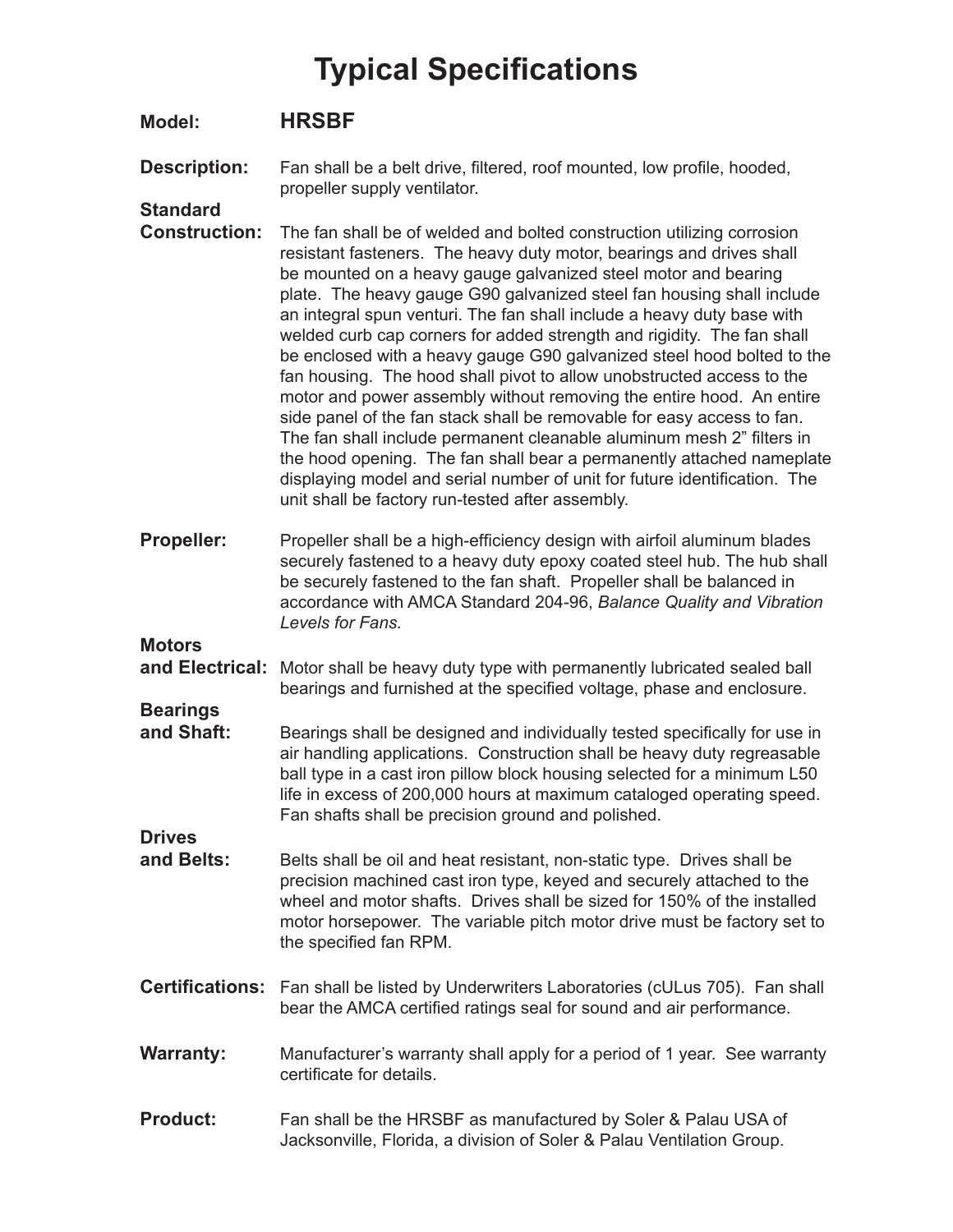# Typical Specifications

**Model:** **HRSBF**

**Description:** Fan shall be a belt drive, filtered, roof mounted, low profile, hooded, propeller supply ventilator.

**Standard Construction:** The fan shall be of welded and bolted construction utilizing corrosion resistant fasteners. The heavy duty motor, bearings and drives shall be mounted on a heavy gauge galvanized steel motor and bearing plate. The heavy gauge G90 galvanized steel fan housing shall include an integral spun venturi. The fan shall include a heavy duty base with welded curb cap corners for added strength and rigidity. The fan shall be enclosed with a heavy gauge G90 galvanized steel hood bolted to the fan housing. The hood shall pivot to allow unobstructed access to the motor and power assembly without removing the entire hood. An entire side panel of the fan stack shall be removable for easy access to fan. The fan shall include permanent cleanable aluminum mesh 2" filters in the hood opening. The fan shall bear a permanently attached nameplate displaying model and serial number of unit for future identification. The unit shall be factory run-tested after assembly.

**Propeller:** Propeller shall be a high-efficiency design with airfoil aluminum blades securely fastened to a heavy duty epoxy coated steel hub. The hub shall be securely fastened to the fan shaft. Propeller shall be balanced in accordance with AMCA Standard 204-96, *Balance Quality and Vibration Levels for Fans.*

**Motors and Electrical:** Motor shall be heavy duty type with permanently lubricated sealed ball bearings and furnished at the specified voltage, phase and enclosure.

**Bearings and Shaft:** Bearings shall be designed and individually tested specifically for use in air handling applications. Construction shall be heavy duty regreasable ball type in a cast iron pillow block housing selected for a minimum L50 life in excess of 200,000 hours at maximum cataloged operating speed. Fan shafts shall be precision ground and polished.

**Drives and Belts:** Belts shall be oil and heat resistant, non-static type. Drives shall be precision machined cast iron type, keyed and securely attached to the wheel and motor shafts. Drives shall be sized for 150% of the installed motor horsepower. The variable pitch motor drive must be factory set to the specified fan RPM.

**Certifications:** Fan shall be listed by Underwriters Laboratories (cULus 705). Fan shall bear the AMCA certified ratings seal for sound and air performance.

**Warranty:** Manufacturer's warranty shall apply for a period of 1 year. See warranty certificate for details.

**Product:** Fan shall be the HRSBF as manufactured by Soler & Palau USA of Jacksonville, Florida, a division of Soler & Palau Ventilation Group.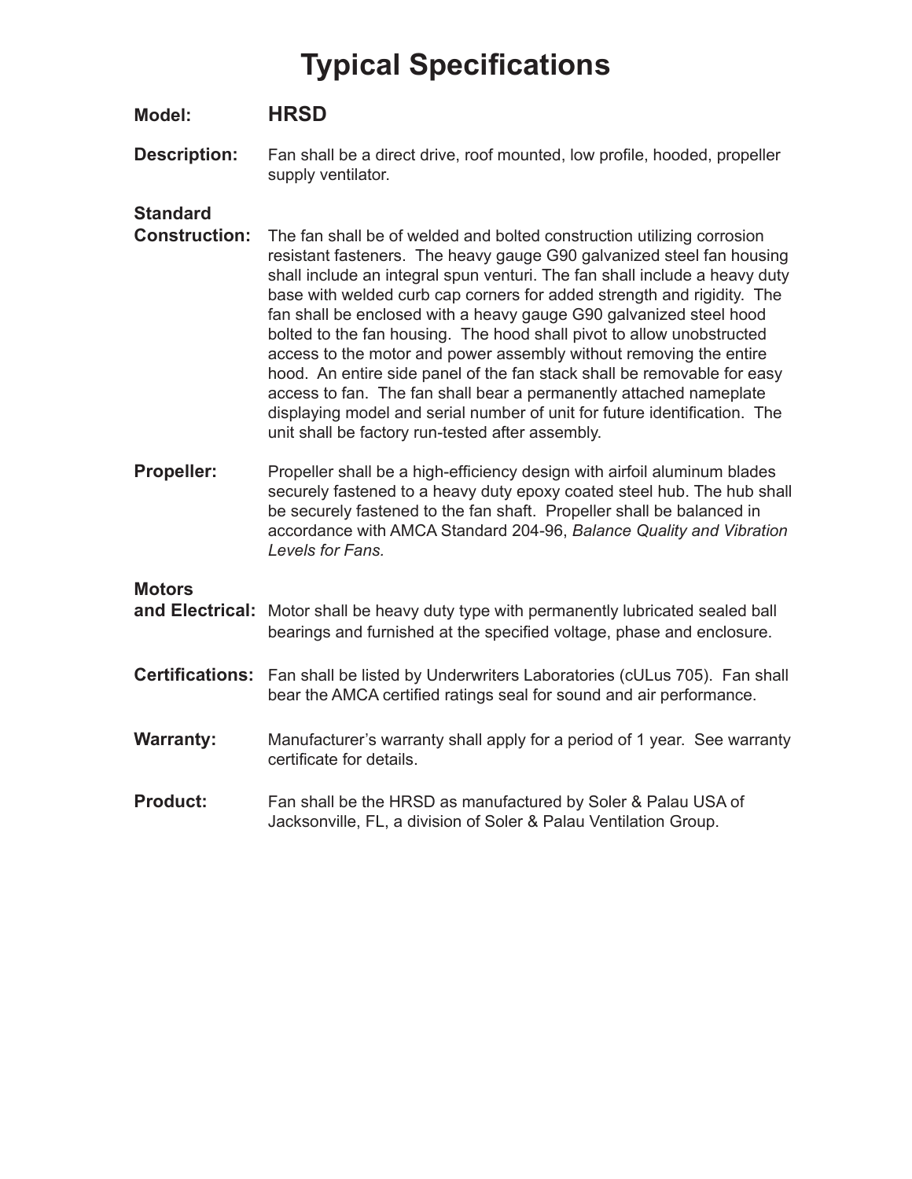# Typical Specifications

**Model:** **HRSD**

**Description:** Fan shall be a direct drive, roof mounted, low profile, hooded, propeller supply ventilator.

**Standard Construction:** The fan shall be of welded and bolted construction utilizing corrosion resistant fasteners. The heavy gauge G90 galvanized steel fan housing shall include an integral spun venturi. The fan shall include a heavy duty base with welded curb cap corners for added strength and rigidity. The fan shall be enclosed with a heavy gauge G90 galvanized steel hood bolted to the fan housing. The hood shall pivot to allow unobstructed access to the motor and power assembly without removing the entire hood. An entire side panel of the fan stack shall be removable for easy access to fan. The fan shall bear a permanently attached nameplate displaying model and serial number of unit for future identification. The unit shall be factory run-tested after assembly.

**Propeller:** Propeller shall be a high-efficiency design with airfoil aluminum blades securely fastened to a heavy duty epoxy coated steel hub. The hub shall be securely fastened to the fan shaft. Propeller shall be balanced in accordance with AMCA Standard 204-96, *Balance Quality and Vibration Levels for Fans.*

**Motors and Electrical:** Motor shall be heavy duty type with permanently lubricated sealed ball bearings and furnished at the specified voltage, phase and enclosure.

**Certifications:** Fan shall be listed by Underwriters Laboratories (cULus 705). Fan shall bear the AMCA certified ratings seal for sound and air performance.

**Warranty:** Manufacturer's warranty shall apply for a period of 1 year. See warranty certificate for details.

**Product:** Fan shall be the HRSD as manufactured by Soler & Palau USA of Jacksonville, FL, a division of Soler & Palau Ventilation Group.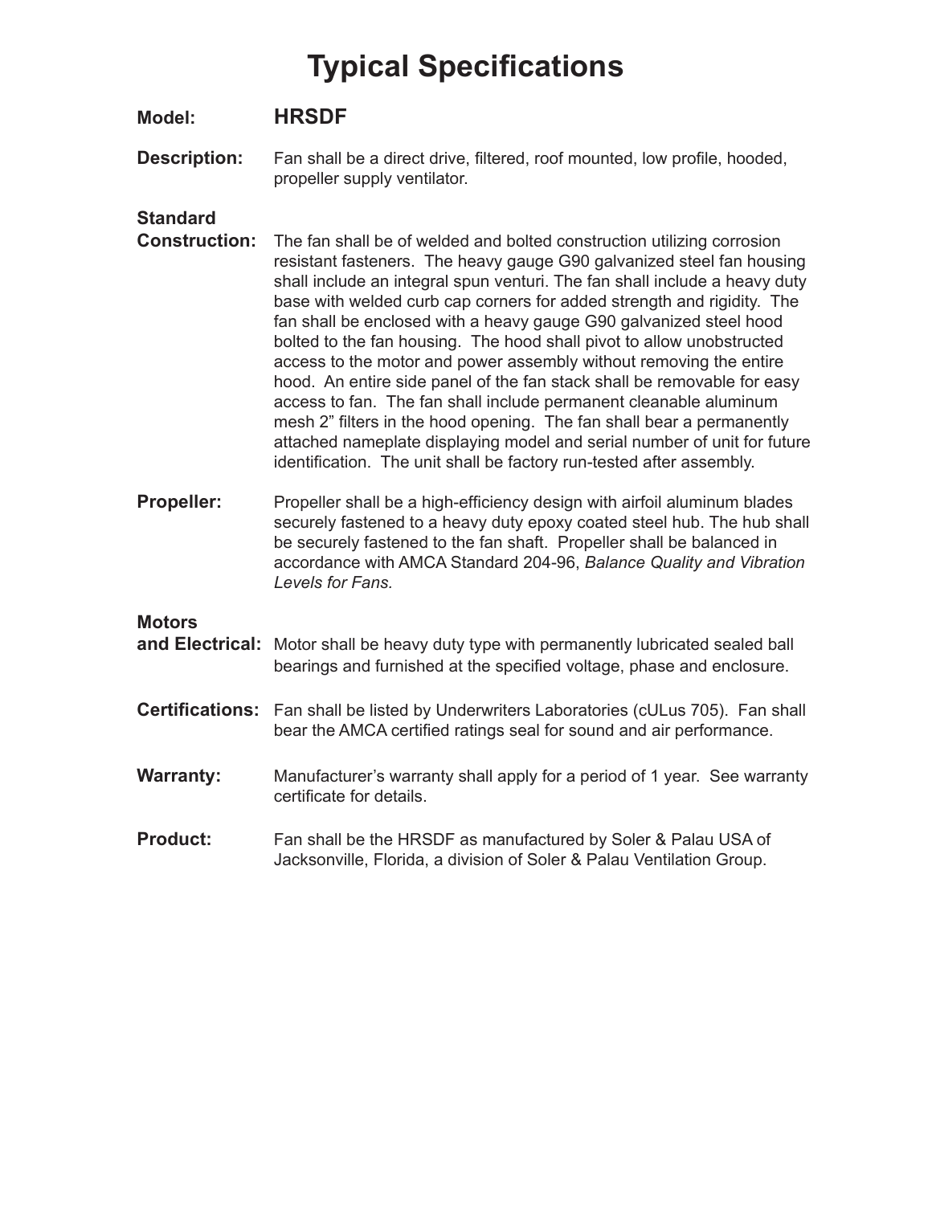# Typical Specifications

**Model:** **HRSDF**

**Description:** Fan shall be a direct drive, filtered, roof mounted, low profile, hooded, propeller supply ventilator.

**Standard Construction:** The fan shall be of welded and bolted construction utilizing corrosion resistant fasteners. The heavy gauge G90 galvanized steel fan housing shall include an integral spun venturi. The fan shall include a heavy duty base with welded curb cap corners for added strength and rigidity. The fan shall be enclosed with a heavy gauge G90 galvanized steel hood bolted to the fan housing. The hood shall pivot to allow unobstructed access to the motor and power assembly without removing the entire hood. An entire side panel of the fan stack shall be removable for easy access to fan. The fan shall include permanent cleanable aluminum mesh 2" filters in the hood opening. The fan shall bear a permanently attached nameplate displaying model and serial number of unit for future identification. The unit shall be factory run-tested after assembly.

**Propeller:** Propeller shall be a high-efficiency design with airfoil aluminum blades securely fastened to a heavy duty epoxy coated steel hub. The hub shall be securely fastened to the fan shaft. Propeller shall be balanced in accordance with AMCA Standard 204-96, *Balance Quality and Vibration Levels for Fans.*

**Motors and Electrical:** Motor shall be heavy duty type with permanently lubricated sealed ball bearings and furnished at the specified voltage, phase and enclosure.

**Certifications:** Fan shall be listed by Underwriters Laboratories (cULus 705). Fan shall bear the AMCA certified ratings seal for sound and air performance.

**Warranty:** Manufacturer's warranty shall apply for a period of 1 year. See warranty certificate for details.

**Product:** Fan shall be the HRSDF as manufactured by Soler & Palau USA of Jacksonville, Florida, a division of Soler & Palau Ventilation Group.